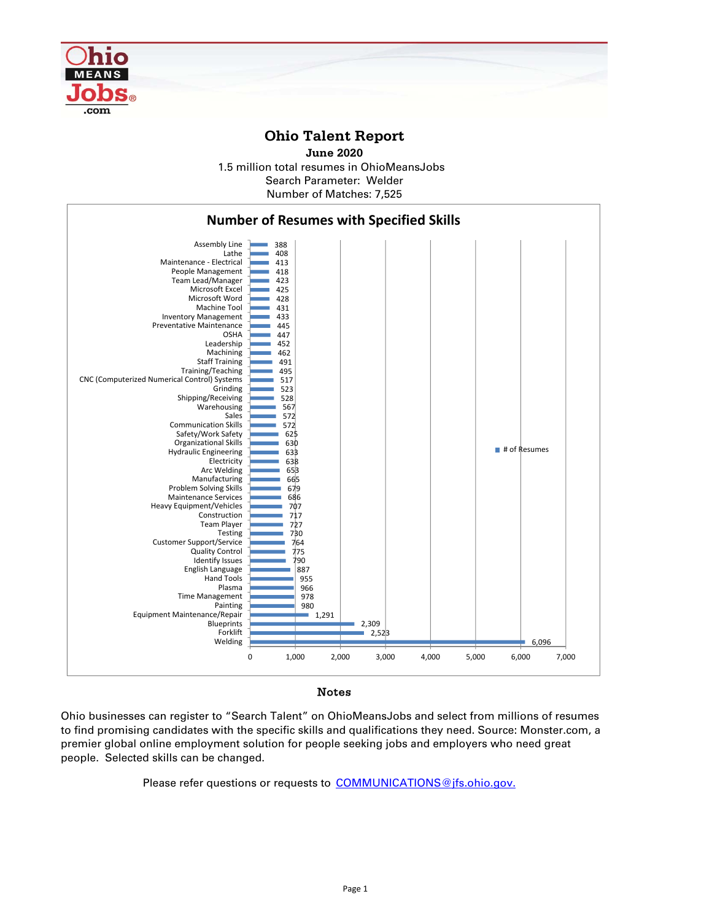# Ohio Talent Report

**June 2020**

1.5 million total resumes in OhioMeansJobs

Search Parameter: Welder

Number of Matches: 7,525

## Number of Resumes with Specified Skills

| Skill | # of Resumes |
|---|---|
| Assembly Line | 388 |
| Lathe | 408 |
| Maintenance - Electrical | 413 |
| People Management | 418 |
| Team Lead/Manager | 423 |
| Microsoft Excel | 425 |
| Microsoft Word | 428 |
| Machine Tool | 431 |
| Inventory Management | 433 |
| Preventative Maintenance | 445 |
| OSHA | 447 |
| Leadership | 452 |
| Machining | 462 |
| Staff Training | 491 |
| Training/Teaching | 495 |
| CNC (Computerized Numerical Control) Systems | 517 |
| Grinding | 523 |
| Shipping/Receiving | 528 |
| Warehousing | 567 |
| Sales | 572 |
| Communication Skills | 572 |
| Safety/Work Safety | 625 |
| Organizational Skills | 630 |
| Hydraulic Engineering | 633 |
| Electricity | 638 |
| Arc Welding | 653 |
| Manufacturing | 665 |
| Problem Solving Skills | 679 |
| Maintenance Services | 686 |
| Heavy Equipment/Vehicles | 707 |
| Construction | 717 |
| Team Player | 727 |
| Testing | 730 |
| Customer Support/Service | 764 |
| Quality Control | 775 |
| Identify Issues | 790 |
| English Language | 887 |
| Hand Tools | 955 |
| Plasma | 966 |
| Time Management | 978 |
| Painting | 980 |
| Equipment Maintenance/Repair | 1,291 |
| Blueprints | 2,309 |
| Forklift | 2,523 |
| Welding | 6,096 |

## Notes

Ohio businesses can register to "Search Talent" on OhioMeansJobs and select from millions of resumes to find promising candidates with the specific skills and qualifications they need. Source: Monster.com, a premier global online employment solution for people seeking jobs and employers who need great people. Selected skills can be changed.

Please refer questions or requests to COMMUNICATIONS@jfs.ohio.gov.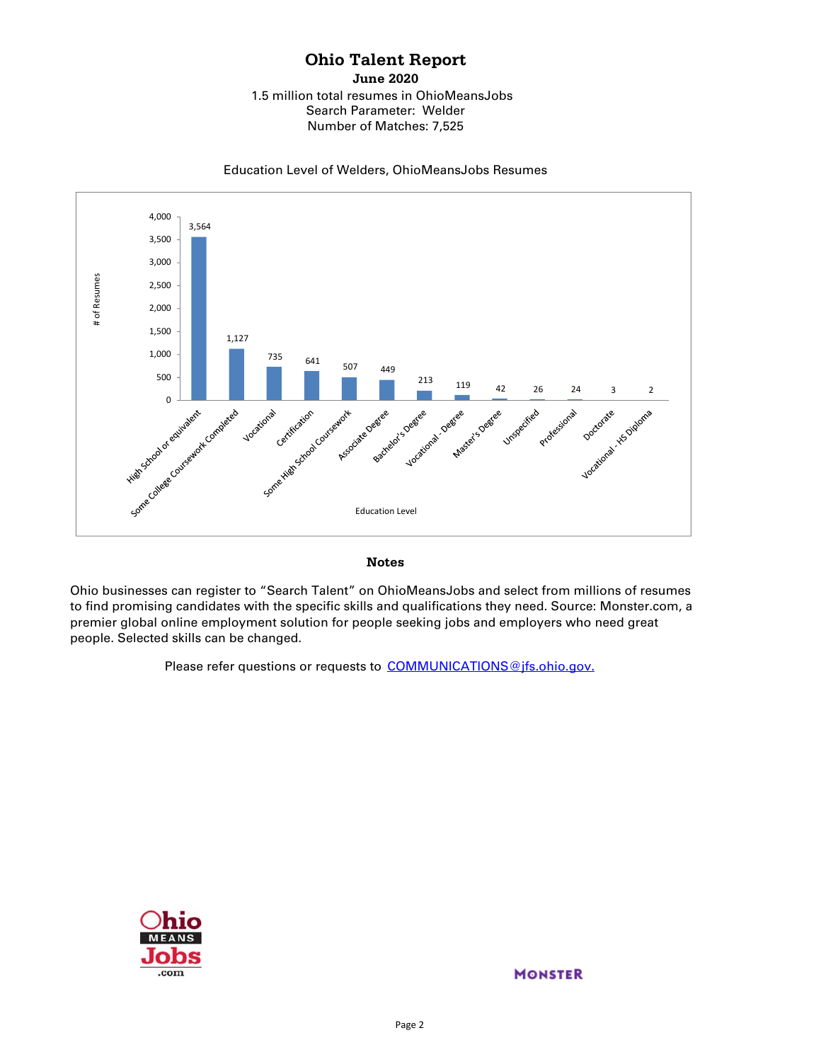# Ohio Talent Report

**June 2020**

1.5 million total resumes in OhioMeansJobs
Search Parameter: Welder
Number of Matches: 7,525

Education Level of Welders, OhioMeansJobs Resumes

# of Resumes

4,000
3,500
3,000
2,500
2,000
1,500
1,000
500
0

3,564
1,127
735
641
507
449
213
119
42
26
24
3
2

High School or equivalent
Some College Coursework Completed
Vocational
Certification
Some High School Coursework
Associate Degree
Bachelor's Degree
Vocational - Degree
Master's Degree
Unspecified
Professional
Doctorate
Vocational - HS Diploma

Education Level

**Notes**

Ohio businesses can register to "Search Talent" on OhioMeansJobs and select from millions of resumes to find promising candidates with the specific skills and qualifications they need. Source: Monster.com, a premier global online employment solution for people seeking jobs and employers who need great people. Selected skills can be changed.

Please refer questions or requests to [COMMUNICATIONS@jfs.ohio.gov.](mailto:COMMUNICATIONS@jfs.ohio.gov)

Ohio MEANS Jobs .com

MONSTER